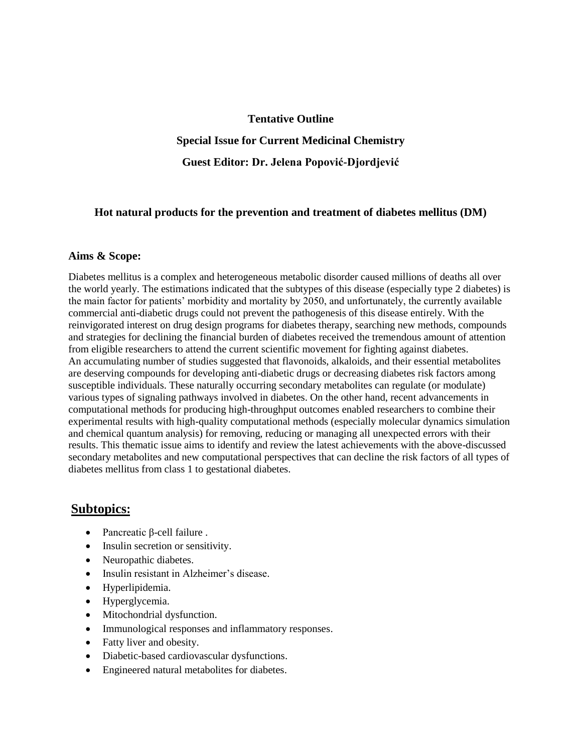**Tentative Outline**

**Special Issue for Current Medicinal Chemistry**

**Guest Editor: Dr. Jelena Popović-Djordjević**

## Hot natural products for the prevention and treatment of diabetes mellitus (DM)

### Aims & Scope:

Diabetes mellitus is a complex and heterogeneous metabolic disorder caused millions of deaths all over the world yearly. The estimations indicated that the subtypes of this disease (especially type 2 diabetes) is the main factor for patients' morbidity and mortality by 2050, and unfortunately, the currently available commercial anti-diabetic drugs could not prevent the pathogenesis of this disease entirely. With the reinvigorated interest on drug design programs for diabetes therapy, searching new methods, compounds and strategies for declining the financial burden of diabetes received the tremendous amount of attention from eligible researchers to attend the current scientific movement for fighting against diabetes.
An accumulating number of studies suggested that flavonoids, alkaloids, and their essential metabolites are deserving compounds for developing anti-diabetic drugs or decreasing diabetes risk factors among susceptible individuals. These naturally occurring secondary metabolites can regulate (or modulate) various types of signaling pathways involved in diabetes. On the other hand, recent advancements in computational methods for producing high-throughput outcomes enabled researchers to combine their experimental results with high-quality computational methods (especially molecular dynamics simulation and chemical quantum analysis) for removing, reducing or managing all unexpected errors with their results. This thematic issue aims to identify and review the latest achievements with the above-discussed secondary metabolites and new computational perspectives that can decline the risk factors of all types of diabetes mellitus from class 1 to gestational diabetes.

## Subtopics:

- Pancreatic β-cell failure .
- Insulin secretion or sensitivity.
- Neuropathic diabetes.
- Insulin resistant in Alzheimer's disease.
- Hyperlipidemia.
- Hyperglycemia.
- Mitochondrial dysfunction.
- Immunological responses and inflammatory responses.
- Fatty liver and obesity.
- Diabetic-based cardiovascular dysfunctions.
- Engineered natural metabolites for diabetes.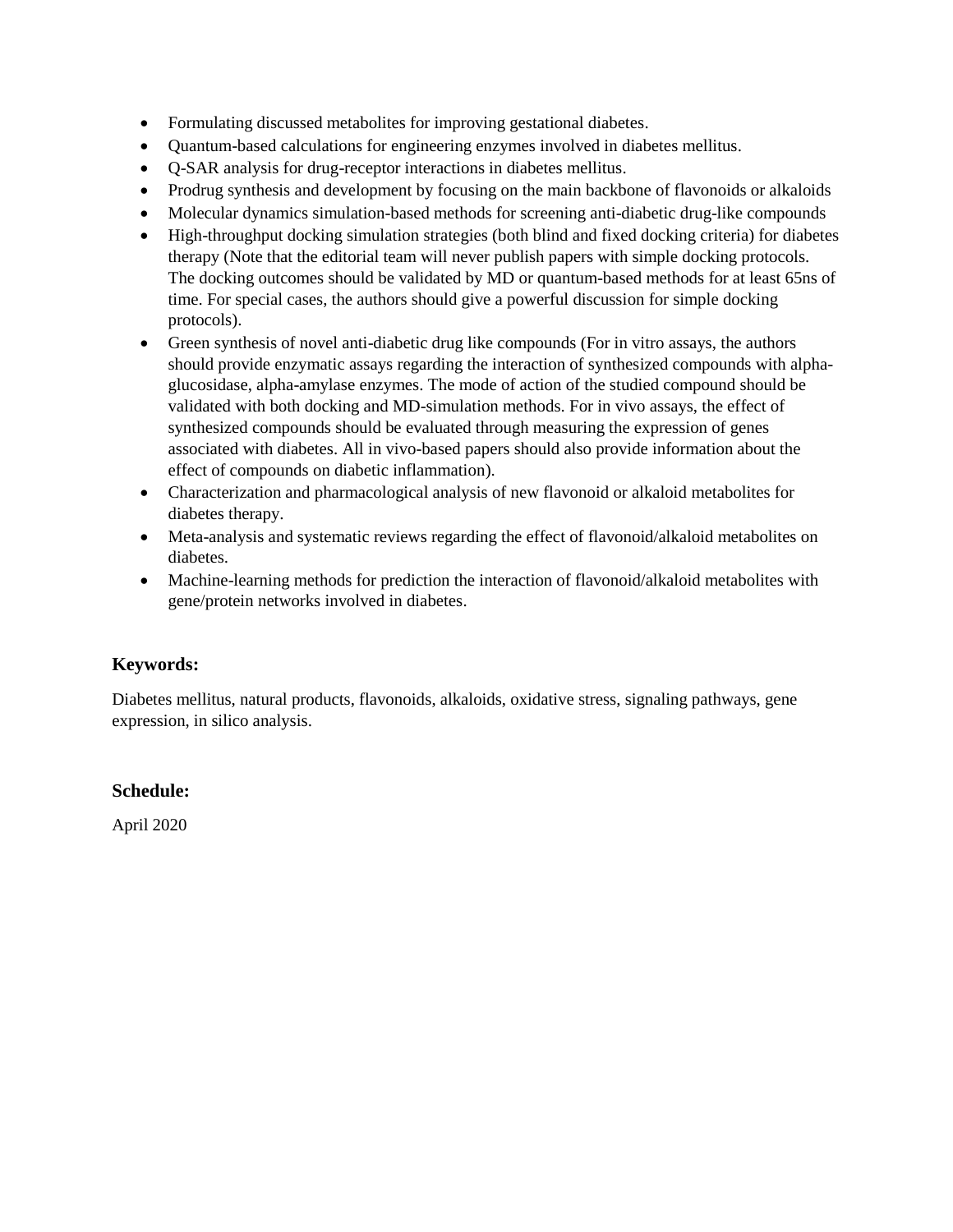- Formulating discussed metabolites for improving gestational diabetes.
- Quantum-based calculations for engineering enzymes involved in diabetes mellitus.
- Q-SAR analysis for drug-receptor interactions in diabetes mellitus.
- Prodrug synthesis and development by focusing on the main backbone of flavonoids or alkaloids
- Molecular dynamics simulation-based methods for screening anti-diabetic drug-like compounds
- High-throughput docking simulation strategies (both blind and fixed docking criteria) for diabetes therapy (Note that the editorial team will never publish papers with simple docking protocols. The docking outcomes should be validated by MD or quantum-based methods for at least 65ns of time. For special cases, the authors should give a powerful discussion for simple docking protocols).
- Green synthesis of novel anti-diabetic drug like compounds (For in vitro assays, the authors should provide enzymatic assays regarding the interaction of synthesized compounds with alpha-glucosidase, alpha-amylase enzymes. The mode of action of the studied compound should be validated with both docking and MD-simulation methods. For in vivo assays, the effect of synthesized compounds should be evaluated through measuring the expression of genes associated with diabetes. All in vivo-based papers should also provide information about the effect of compounds on diabetic inflammation).
- Characterization and pharmacological analysis of new flavonoid or alkaloid metabolites for diabetes therapy.
- Meta-analysis and systematic reviews regarding the effect of flavonoid/alkaloid metabolites on diabetes.
- Machine-learning methods for prediction the interaction of flavonoid/alkaloid metabolites with gene/protein networks involved in diabetes.

### Keywords:

Diabetes mellitus, natural products, flavonoids, alkaloids, oxidative stress, signaling pathways, gene expression, in silico analysis.

### Schedule:

April 2020